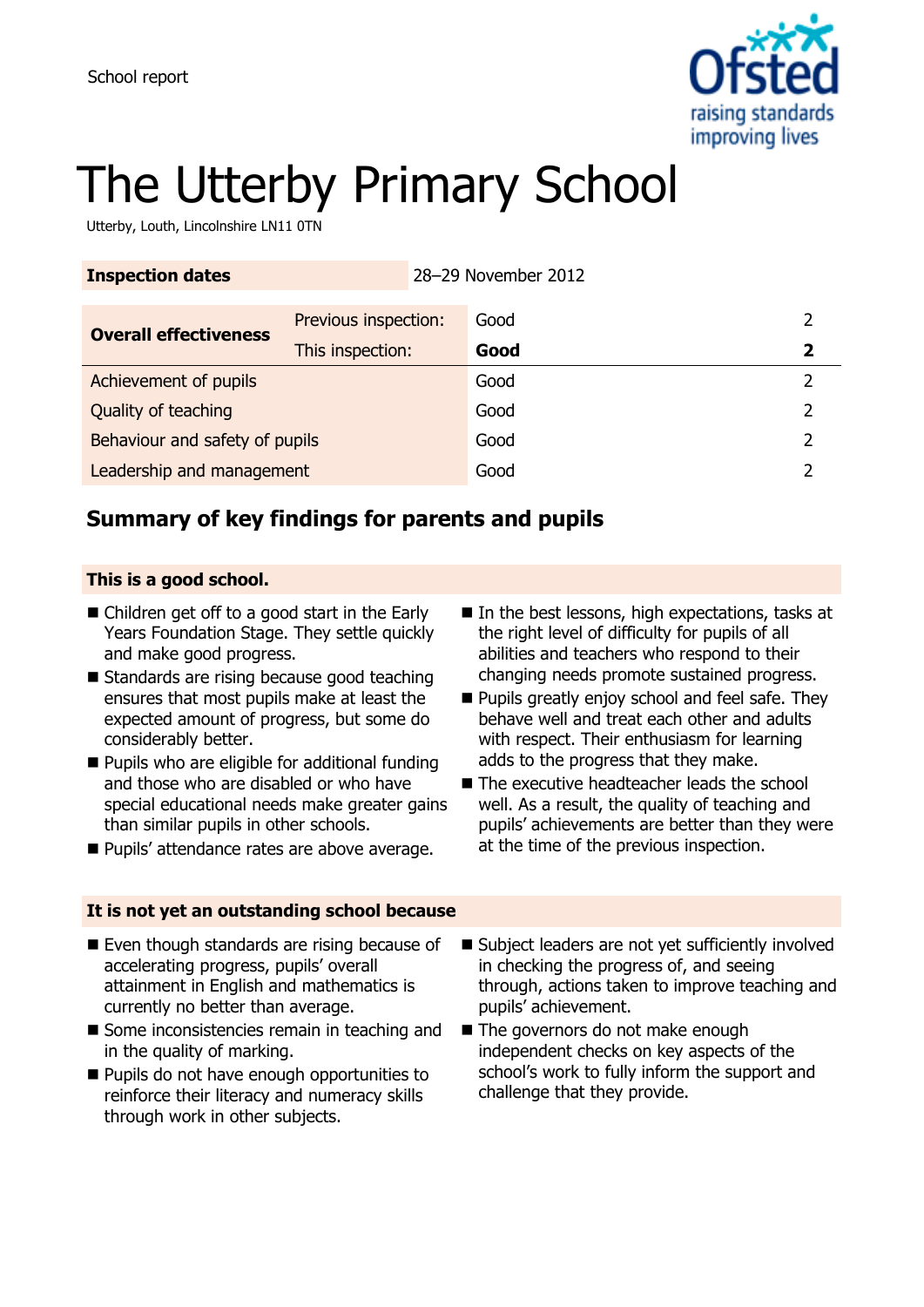School report

# The Utterby Primary School

Utterby, Louth, Lincolnshire LN11 0TN

| | | | |
|---|---|---|---|
| **Inspection dates** | | 28–29 November 2012 | |
| **Overall effectiveness** | Previous inspection: | Good | 2 |
| | This inspection: | **Good** | **2** |
| Achievement of pupils | | Good | 2 |
| Quality of teaching | | Good | 2 |
| Behaviour and safety of pupils | | Good | 2 |
| Leadership and management | | Good | 2 |

## Summary of key findings for parents and pupils

### This is a good school.

- Children get off to a good start in the Early Years Foundation Stage. They settle quickly and make good progress.
- Standards are rising because good teaching ensures that most pupils make at least the expected amount of progress, but some do considerably better.
- Pupils who are eligible for additional funding and those who are disabled or who have special educational needs make greater gains than similar pupils in other schools.
- Pupils' attendance rates are above average.
- In the best lessons, high expectations, tasks at the right level of difficulty for pupils of all abilities and teachers who respond to their changing needs promote sustained progress.
- Pupils greatly enjoy school and feel safe. They behave well and treat each other and adults with respect. Their enthusiasm for learning adds to the progress that they make.
- The executive headteacher leads the school well. As a result, the quality of teaching and pupils' achievements are better than they were at the time of the previous inspection.

### It is not yet an outstanding school because

- Even though standards are rising because of accelerating progress, pupils' overall attainment in English and mathematics is currently no better than average.
- Some inconsistencies remain in teaching and in the quality of marking.
- Pupils do not have enough opportunities to reinforce their literacy and numeracy skills through work in other subjects.
- Subject leaders are not yet sufficiently involved in checking the progress of, and seeing through, actions taken to improve teaching and pupils' achievement.
- The governors do not make enough independent checks on key aspects of the school's work to fully inform the support and challenge that they provide.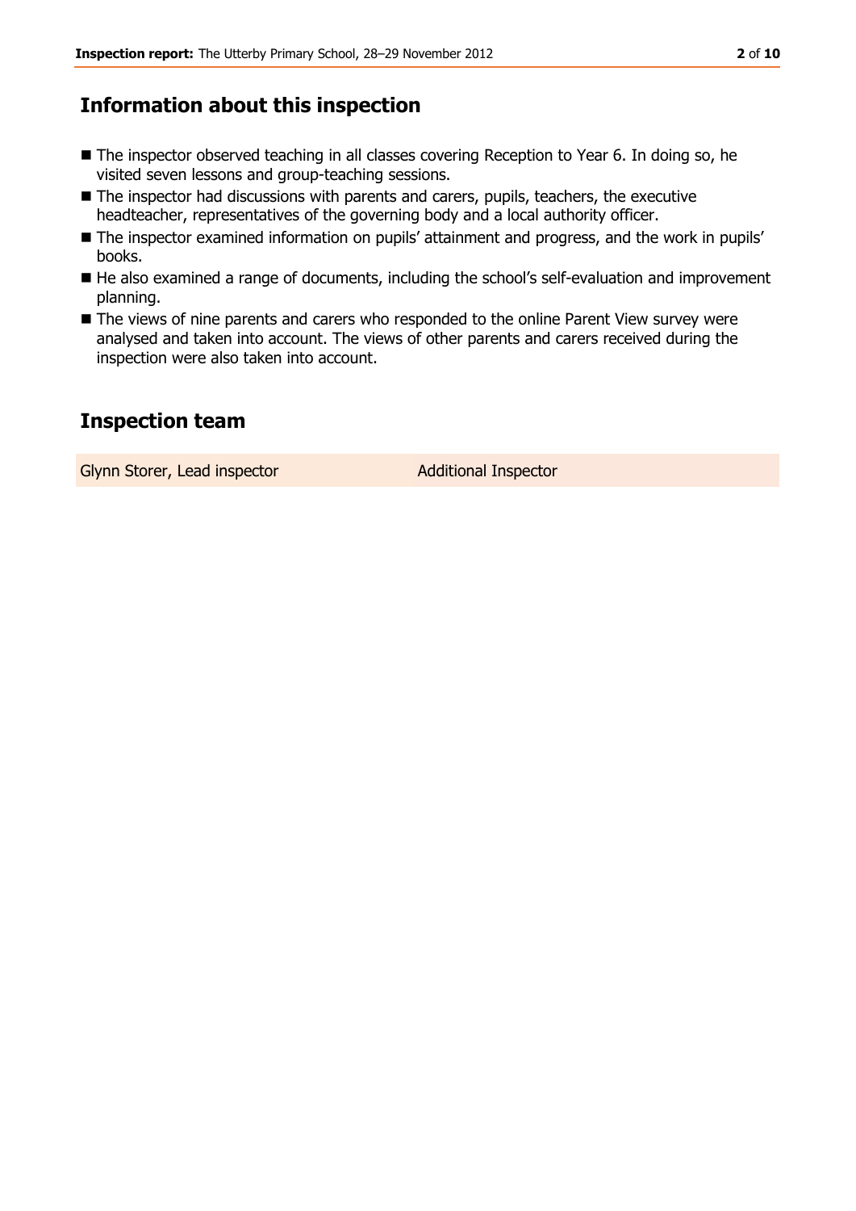## Information about this inspection

- The inspector observed teaching in all classes covering Reception to Year 6. In doing so, he visited seven lessons and group-teaching sessions.
- The inspector had discussions with parents and carers, pupils, teachers, the executive headteacher, representatives of the governing body and a local authority officer.
- The inspector examined information on pupils' attainment and progress, and the work in pupils' books.
- He also examined a range of documents, including the school's self-evaluation and improvement planning.
- The views of nine parents and carers who responded to the online Parent View survey were analysed and taken into account. The views of other parents and carers received during the inspection were also taken into account.

## Inspection team

| | |
|---|---|
| Glynn Storer, Lead inspector | Additional Inspector |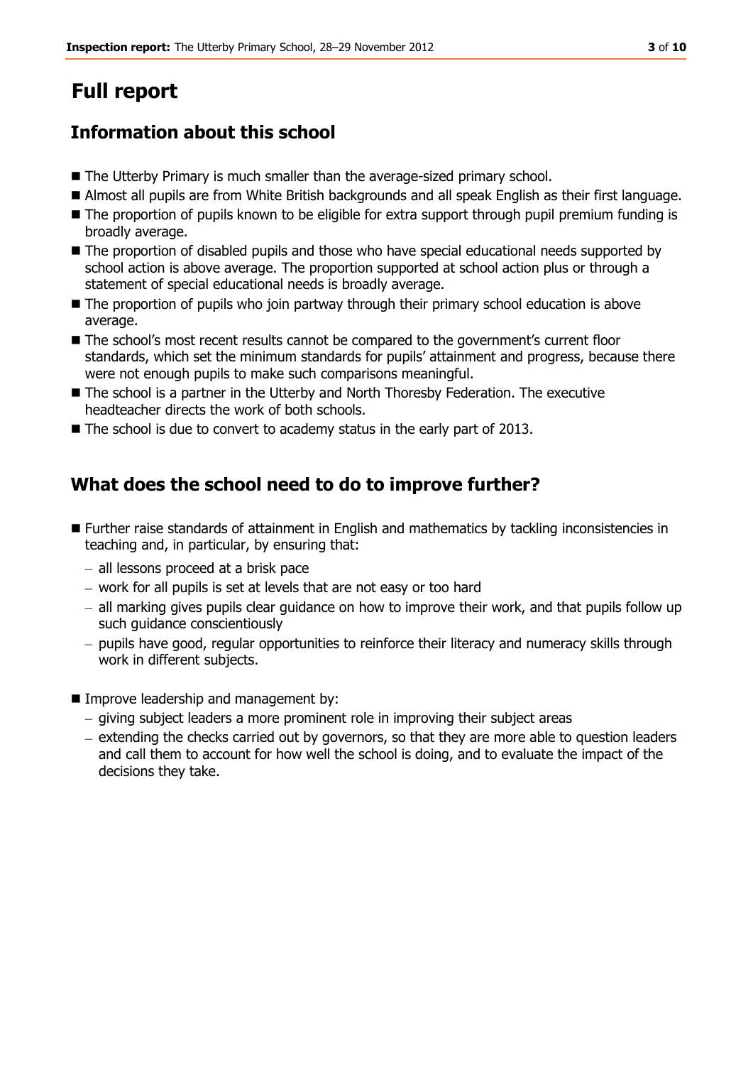# Full report

## Information about this school

- The Utterby Primary is much smaller than the average-sized primary school.
- Almost all pupils are from White British backgrounds and all speak English as their first language.
- The proportion of pupils known to be eligible for extra support through pupil premium funding is broadly average.
- The proportion of disabled pupils and those who have special educational needs supported by school action is above average. The proportion supported at school action plus or through a statement of special educational needs is broadly average.
- The proportion of pupils who join partway through their primary school education is above average.
- The school's most recent results cannot be compared to the government's current floor standards, which set the minimum standards for pupils' attainment and progress, because there were not enough pupils to make such comparisons meaningful.
- The school is a partner in the Utterby and North Thoresby Federation. The executive headteacher directs the work of both schools.
- The school is due to convert to academy status in the early part of 2013.

## What does the school need to do to improve further?

- Further raise standards of attainment in English and mathematics by tackling inconsistencies in teaching and, in particular, by ensuring that:
  - all lessons proceed at a brisk pace
  - work for all pupils is set at levels that are not easy or too hard
  - all marking gives pupils clear guidance on how to improve their work, and that pupils follow up such guidance conscientiously
  - pupils have good, regular opportunities to reinforce their literacy and numeracy skills through work in different subjects.

- Improve leadership and management by:
  - giving subject leaders a more prominent role in improving their subject areas
  - extending the checks carried out by governors, so that they are more able to question leaders and call them to account for how well the school is doing, and to evaluate the impact of the decisions they take.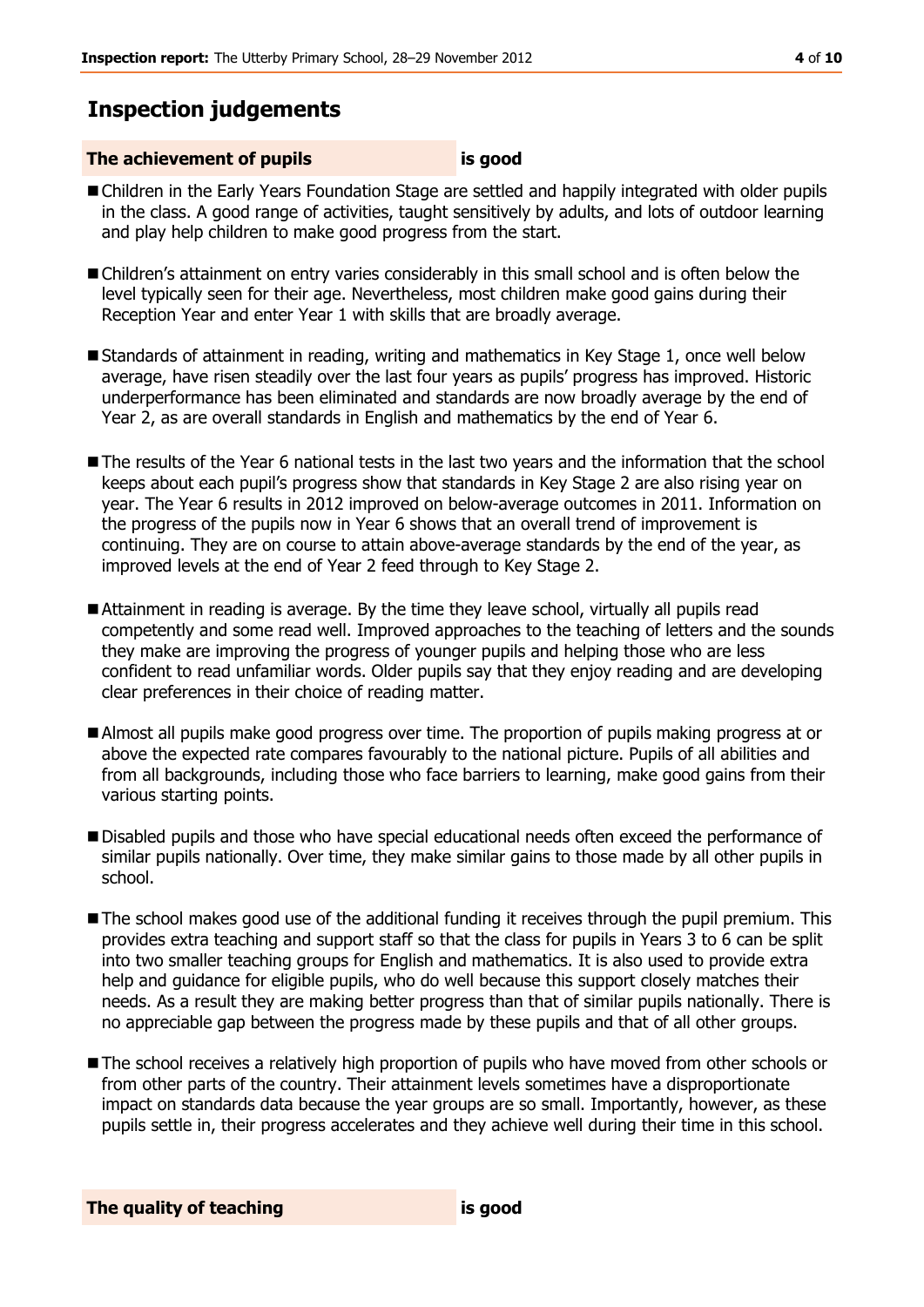## Inspection judgements

**The achievement of pupils** **is good**

- Children in the Early Years Foundation Stage are settled and happily integrated with older pupils in the class. A good range of activities, taught sensitively by adults, and lots of outdoor learning and play help children to make good progress from the start.
- Children's attainment on entry varies considerably in this small school and is often below the level typically seen for their age. Nevertheless, most children make good gains during their Reception Year and enter Year 1 with skills that are broadly average.
- Standards of attainment in reading, writing and mathematics in Key Stage 1, once well below average, have risen steadily over the last four years as pupils' progress has improved. Historic underperformance has been eliminated and standards are now broadly average by the end of Year 2, as are overall standards in English and mathematics by the end of Year 6.
- The results of the Year 6 national tests in the last two years and the information that the school keeps about each pupil's progress show that standards in Key Stage 2 are also rising year on year. The Year 6 results in 2012 improved on below-average outcomes in 2011. Information on the progress of the pupils now in Year 6 shows that an overall trend of improvement is continuing. They are on course to attain above-average standards by the end of the year, as improved levels at the end of Year 2 feed through to Key Stage 2.
- Attainment in reading is average. By the time they leave school, virtually all pupils read competently and some read well. Improved approaches to the teaching of letters and the sounds they make are improving the progress of younger pupils and helping those who are less confident to read unfamiliar words. Older pupils say that they enjoy reading and are developing clear preferences in their choice of reading matter.
- Almost all pupils make good progress over time. The proportion of pupils making progress at or above the expected rate compares favourably to the national picture. Pupils of all abilities and from all backgrounds, including those who face barriers to learning, make good gains from their various starting points.
- Disabled pupils and those who have special educational needs often exceed the performance of similar pupils nationally. Over time, they make similar gains to those made by all other pupils in school.
- The school makes good use of the additional funding it receives through the pupil premium. This provides extra teaching and support staff so that the class for pupils in Years 3 to 6 can be split into two smaller teaching groups for English and mathematics. It is also used to provide extra help and guidance for eligible pupils, who do well because this support closely matches their needs. As a result they are making better progress than that of similar pupils nationally. There is no appreciable gap between the progress made by these pupils and that of all other groups.
- The school receives a relatively high proportion of pupils who have moved from other schools or from other parts of the country. Their attainment levels sometimes have a disproportionate impact on standards data because the year groups are so small. Importantly, however, as these pupils settle in, their progress accelerates and they achieve well during their time in this school.

**The quality of teaching** **is good**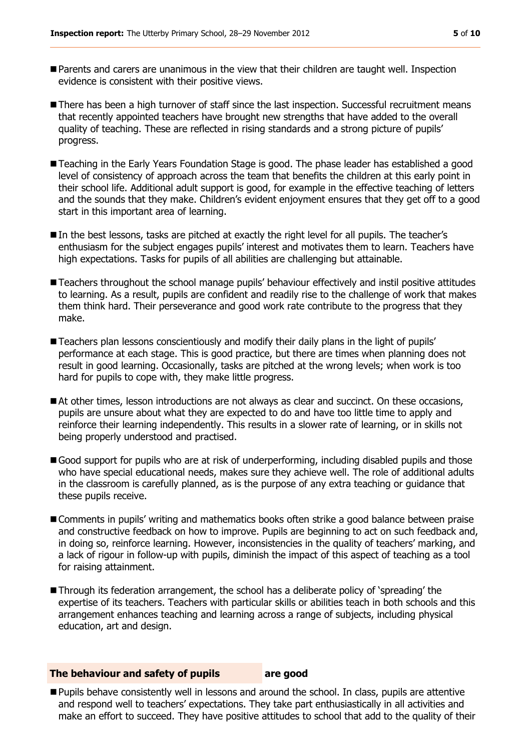- Parents and carers are unanimous in the view that their children are taught well. Inspection evidence is consistent with their positive views.
- There has been a high turnover of staff since the last inspection. Successful recruitment means that recently appointed teachers have brought new strengths that have added to the overall quality of teaching. These are reflected in rising standards and a strong picture of pupils' progress.
- Teaching in the Early Years Foundation Stage is good. The phase leader has established a good level of consistency of approach across the team that benefits the children at this early point in their school life. Additional adult support is good, for example in the effective teaching of letters and the sounds that they make. Children's evident enjoyment ensures that they get off to a good start in this important area of learning.
- In the best lessons, tasks are pitched at exactly the right level for all pupils. The teacher's enthusiasm for the subject engages pupils' interest and motivates them to learn. Teachers have high expectations. Tasks for pupils of all abilities are challenging but attainable.
- Teachers throughout the school manage pupils' behaviour effectively and instil positive attitudes to learning. As a result, pupils are confident and readily rise to the challenge of work that makes them think hard. Their perseverance and good work rate contribute to the progress that they make.
- Teachers plan lessons conscientiously and modify their daily plans in the light of pupils' performance at each stage. This is good practice, but there are times when planning does not result in good learning. Occasionally, tasks are pitched at the wrong levels; when work is too hard for pupils to cope with, they make little progress.
- At other times, lesson introductions are not always as clear and succinct. On these occasions, pupils are unsure about what they are expected to do and have too little time to apply and reinforce their learning independently. This results in a slower rate of learning, or in skills not being properly understood and practised.
- Good support for pupils who are at risk of underperforming, including disabled pupils and those who have special educational needs, makes sure they achieve well. The role of additional adults in the classroom is carefully planned, as is the purpose of any extra teaching or guidance that these pupils receive.
- Comments in pupils' writing and mathematics books often strike a good balance between praise and constructive feedback on how to improve. Pupils are beginning to act on such feedback and, in doing so, reinforce learning. However, inconsistencies in the quality of teachers' marking, and a lack of rigour in follow-up with pupils, diminish the impact of this aspect of teaching as a tool for raising attainment.
- Through its federation arrangement, the school has a deliberate policy of 'spreading' the expertise of its teachers. Teachers with particular skills or abilities teach in both schools and this arrangement enhances teaching and learning across a range of subjects, including physical education, art and design.

## The behaviour and safety of pupils are good

- Pupils behave consistently well in lessons and around the school. In class, pupils are attentive and respond well to teachers' expectations. They take part enthusiastically in all activities and make an effort to succeed. They have positive attitudes to school that add to the quality of their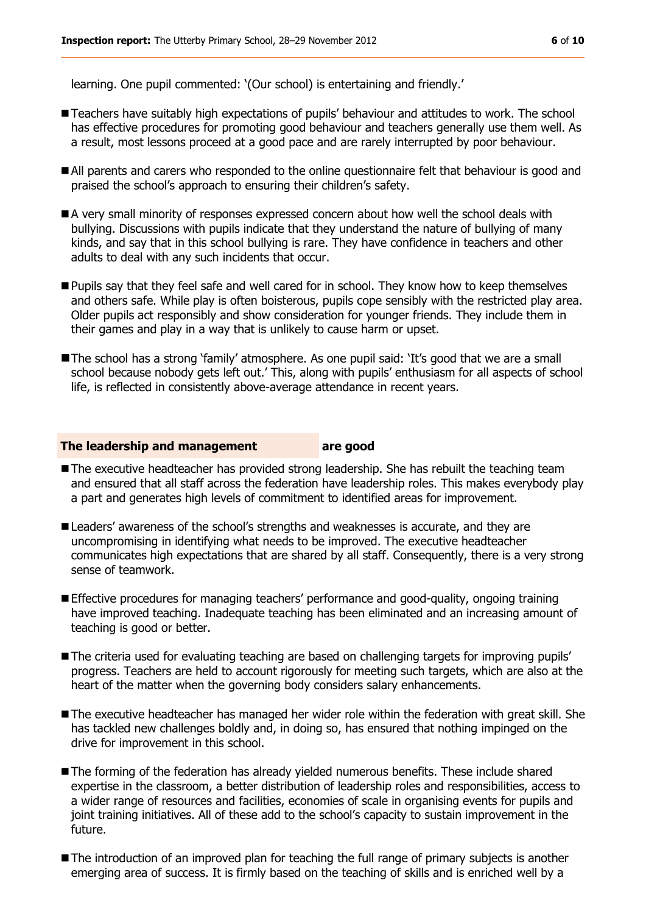learning. One pupil commented: '(Our school) is entertaining and friendly.'

- Teachers have suitably high expectations of pupils' behaviour and attitudes to work. The school has effective procedures for promoting good behaviour and teachers generally use them well. As a result, most lessons proceed at a good pace and are rarely interrupted by poor behaviour.
- All parents and carers who responded to the online questionnaire felt that behaviour is good and praised the school's approach to ensuring their children's safety.
- A very small minority of responses expressed concern about how well the school deals with bullying. Discussions with pupils indicate that they understand the nature of bullying of many kinds, and say that in this school bullying is rare. They have confidence in teachers and other adults to deal with any such incidents that occur.
- Pupils say that they feel safe and well cared for in school. They know how to keep themselves and others safe. While play is often boisterous, pupils cope sensibly with the restricted play area. Older pupils act responsibly and show consideration for younger friends. They include them in their games and play in a way that is unlikely to cause harm or upset.
- The school has a strong 'family' atmosphere. As one pupil said: 'It's good that we are a small school because nobody gets left out.' This, along with pupils' enthusiasm for all aspects of school life, is reflected in consistently above-average attendance in recent years.

## The leadership and management **are good**

- The executive headteacher has provided strong leadership. She has rebuilt the teaching team and ensured that all staff across the federation have leadership roles. This makes everybody play a part and generates high levels of commitment to identified areas for improvement.
- Leaders' awareness of the school's strengths and weaknesses is accurate, and they are uncompromising in identifying what needs to be improved. The executive headteacher communicates high expectations that are shared by all staff. Consequently, there is a very strong sense of teamwork.
- Effective procedures for managing teachers' performance and good-quality, ongoing training have improved teaching. Inadequate teaching has been eliminated and an increasing amount of teaching is good or better.
- The criteria used for evaluating teaching are based on challenging targets for improving pupils' progress. Teachers are held to account rigorously for meeting such targets, which are also at the heart of the matter when the governing body considers salary enhancements.
- The executive headteacher has managed her wider role within the federation with great skill. She has tackled new challenges boldly and, in doing so, has ensured that nothing impinged on the drive for improvement in this school.
- The forming of the federation has already yielded numerous benefits. These include shared expertise in the classroom, a better distribution of leadership roles and responsibilities, access to a wider range of resources and facilities, economies of scale in organising events for pupils and joint training initiatives. All of these add to the school's capacity to sustain improvement in the future.
- The introduction of an improved plan for teaching the full range of primary subjects is another emerging area of success. It is firmly based on the teaching of skills and is enriched well by a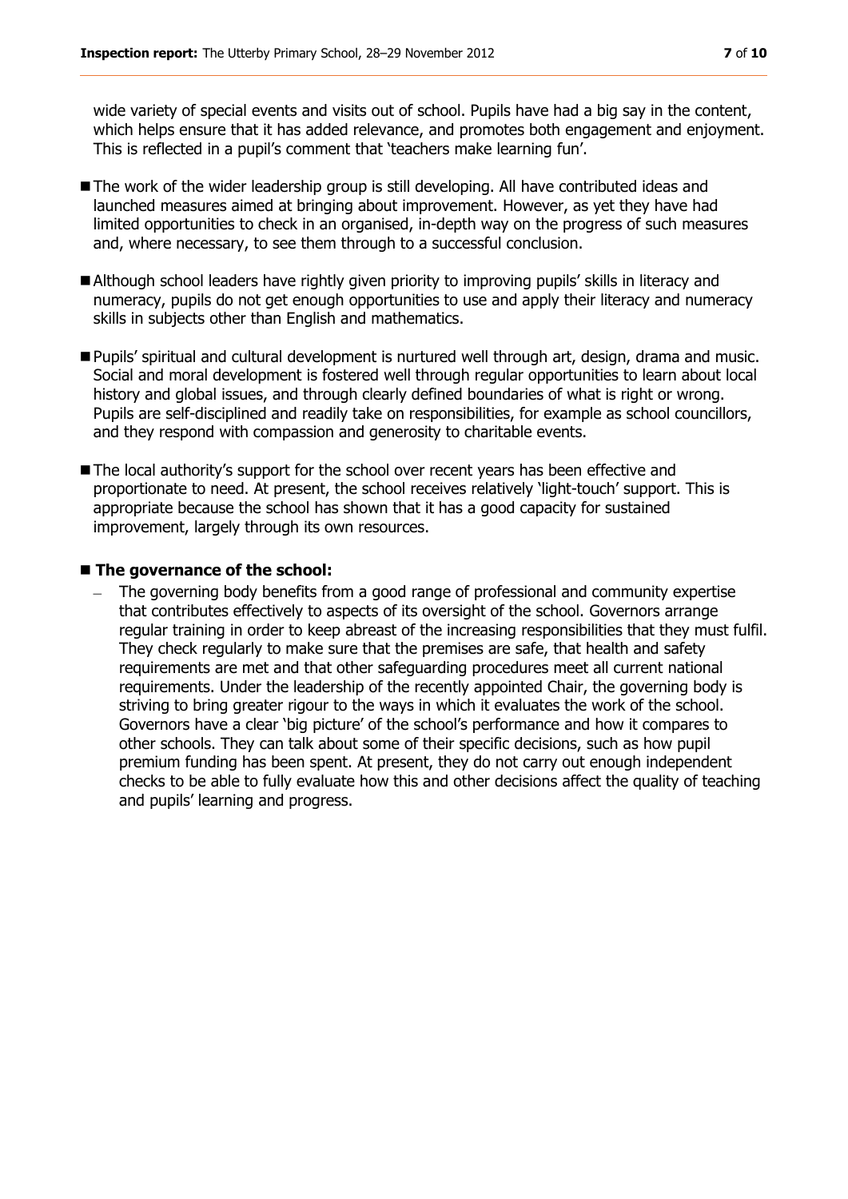wide variety of special events and visits out of school. Pupils have had a big say in the content, which helps ensure that it has added relevance, and promotes both engagement and enjoyment. This is reflected in a pupil's comment that 'teachers make learning fun'.

- The work of the wider leadership group is still developing. All have contributed ideas and launched measures aimed at bringing about improvement. However, as yet they have had limited opportunities to check in an organised, in-depth way on the progress of such measures and, where necessary, to see them through to a successful conclusion.
- Although school leaders have rightly given priority to improving pupils' skills in literacy and numeracy, pupils do not get enough opportunities to use and apply their literacy and numeracy skills in subjects other than English and mathematics.
- Pupils' spiritual and cultural development is nurtured well through art, design, drama and music. Social and moral development is fostered well through regular opportunities to learn about local history and global issues, and through clearly defined boundaries of what is right or wrong. Pupils are self-disciplined and readily take on responsibilities, for example as school councillors, and they respond with compassion and generosity to charitable events.
- The local authority's support for the school over recent years has been effective and proportionate to need. At present, the school receives relatively 'light-touch' support. This is appropriate because the school has shown that it has a good capacity for sustained improvement, largely through its own resources.

- **The governance of the school:**
  - The governing body benefits from a good range of professional and community expertise that contributes effectively to aspects of its oversight of the school. Governors arrange regular training in order to keep abreast of the increasing responsibilities that they must fulfil. They check regularly to make sure that the premises are safe, that health and safety requirements are met and that other safeguarding procedures meet all current national requirements. Under the leadership of the recently appointed Chair, the governing body is striving to bring greater rigour to the ways in which it evaluates the work of the school. Governors have a clear 'big picture' of the school's performance and how it compares to other schools. They can talk about some of their specific decisions, such as how pupil premium funding has been spent. At present, they do not carry out enough independent checks to be able to fully evaluate how this and other decisions affect the quality of teaching and pupils' learning and progress.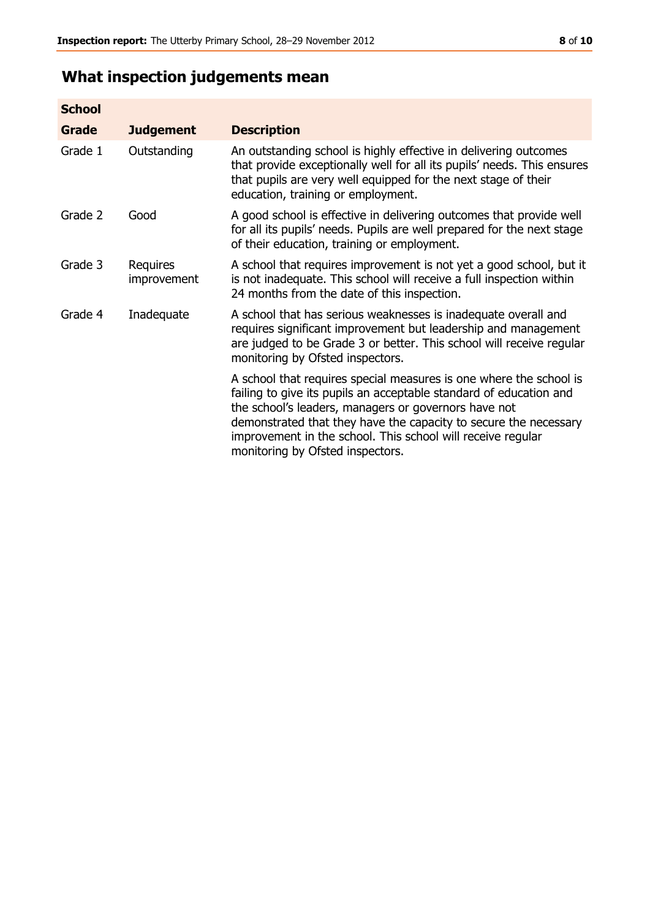# What inspection judgements mean

| School Grade | Judgement | Description |
|---|---|---|
| Grade 1 | Outstanding | An outstanding school is highly effective in delivering outcomes that provide exceptionally well for all its pupils' needs. This ensures that pupils are very well equipped for the next stage of their education, training or employment. |
| Grade 2 | Good | A good school is effective in delivering outcomes that provide well for all its pupils' needs. Pupils are well prepared for the next stage of their education, training or employment. |
| Grade 3 | Requires improvement | A school that requires improvement is not yet a good school, but it is not inadequate. This school will receive a full inspection within 24 months from the date of this inspection. |
| Grade 4 | Inadequate | A school that has serious weaknesses is inadequate overall and requires significant improvement but leadership and management are judged to be Grade 3 or better. This school will receive regular monitoring by Ofsted inspectors. |
| | | A school that requires special measures is one where the school is failing to give its pupils an acceptable standard of education and the school's leaders, managers or governors have not demonstrated that they have the capacity to secure the necessary improvement in the school. This school will receive regular monitoring by Ofsted inspectors. |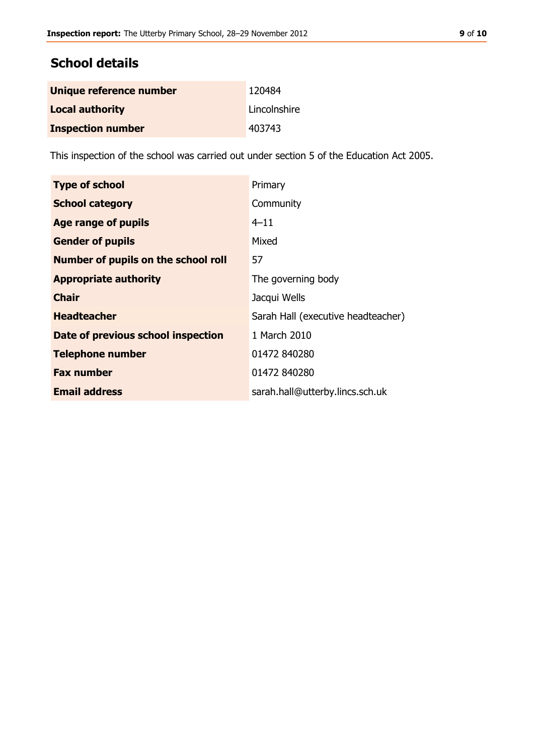## School details

| | |
|---|---|
| **Unique reference number** | 120484 |
| **Local authority** | Lincolnshire |
| **Inspection number** | 403743 |

This inspection of the school was carried out under section 5 of the Education Act 2005.

| | |
|---|---|
| **Type of school** | Primary |
| **School category** | Community |
| **Age range of pupils** | 4–11 |
| **Gender of pupils** | Mixed |
| **Number of pupils on the school roll** | 57 |
| **Appropriate authority** | The governing body |
| **Chair** | Jacqui Wells |
| **Headteacher** | Sarah Hall (executive headteacher) |
| **Date of previous school inspection** | 1 March 2010 |
| **Telephone number** | 01472 840280 |
| **Fax number** | 01472 840280 |
| **Email address** | sarah.hall@utterby.lincs.sch.uk |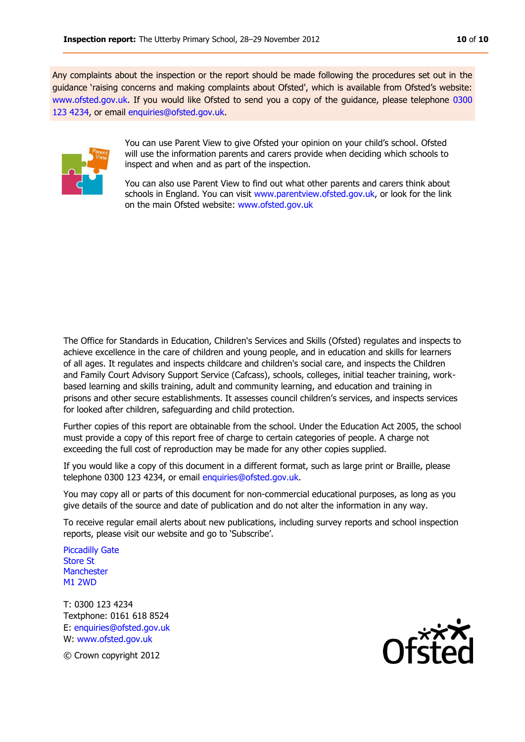Any complaints about the inspection or the report should be made following the procedures set out in the guidance 'raising concerns and making complaints about Ofsted', which is available from Ofsted's website: www.ofsted.gov.uk. If you would like Ofsted to send you a copy of the guidance, please telephone 0300 123 4234, or email enquiries@ofsted.gov.uk.

You can use Parent View to give Ofsted your opinion on your child's school. Ofsted will use the information parents and carers provide when deciding which schools to inspect and when and as part of the inspection.

You can also use Parent View to find out what other parents and carers think about schools in England. You can visit www.parentview.ofsted.gov.uk, or look for the link on the main Ofsted website: www.ofsted.gov.uk

The Office for Standards in Education, Children's Services and Skills (Ofsted) regulates and inspects to achieve excellence in the care of children and young people, and in education and skills for learners of all ages. It regulates and inspects childcare and children's social care, and inspects the Children and Family Court Advisory Support Service (Cafcass), schools, colleges, initial teacher training, work-based learning and skills training, adult and community learning, and education and training in prisons and other secure establishments. It assesses council children's services, and inspects services for looked after children, safeguarding and child protection.

Further copies of this report are obtainable from the school. Under the Education Act 2005, the school must provide a copy of this report free of charge to certain categories of people. A charge not exceeding the full cost of reproduction may be made for any other copies supplied.

If you would like a copy of this document in a different format, such as large print or Braille, please telephone 0300 123 4234, or email enquiries@ofsted.gov.uk.

You may copy all or parts of this document for non-commercial educational purposes, as long as you give details of the source and date of publication and do not alter the information in any way.

To receive regular email alerts about new publications, including survey reports and school inspection reports, please visit our website and go to 'Subscribe'.

Piccadilly Gate
Store St
Manchester
M1 2WD

T: 0300 123 4234
Textphone: 0161 618 8524
E: enquiries@ofsted.gov.uk
W: www.ofsted.gov.uk

© Crown copyright 2012